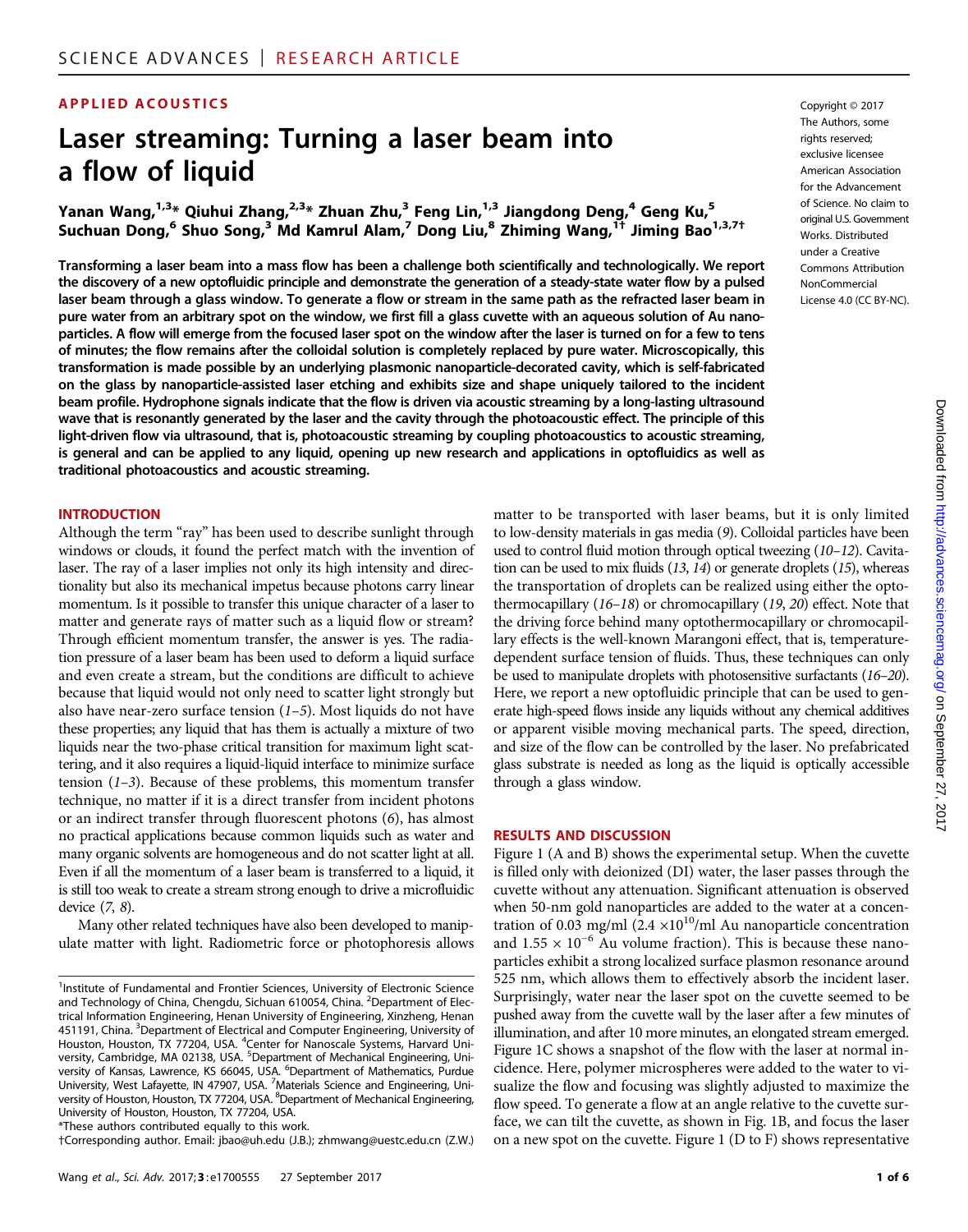APPLIED ACOUSTICS

# Laser streaming: Turning a laser beam into a flow of liquid

Yanan Wang,[1,3]* Qiuhui Zhang,[2,3]* Zhuan Zhu,[3] Feng Lin,[1,3] Jiangdong Deng,[4] Geng Ku,[5] Suchuan Dong,[6] Shuo Song,[3] Md Kamrul Alam,[7] Dong Liu,[8] Zhiming Wang,[1]† Jiming Bao[1,3,7]†

Copyright © 2017 The Authors, some rights reserved; exclusive licensee American Association for the Advancement of Science. No claim to original U.S. Government Works. Distributed under a Creative Commons Attribution NonCommercial License 4.0 (CC BY-NC).

**Transforming a laser beam into a mass flow has been a challenge both scientifically and technologically. We report the discovery of a new optofluidic principle and demonstrate the generation of a steady-state water flow by a pulsed laser beam through a glass window. To generate a flow or stream in the same path as the refracted laser beam in pure water from an arbitrary spot on the window, we first fill a glass cuvette with an aqueous solution of Au nanoparticles. A flow will emerge from the focused laser spot on the window after the laser is turned on for a few to tens of minutes; the flow remains after the colloidal solution is completely replaced by pure water. Microscopically, this transformation is made possible by an underlying plasmonic nanoparticle-decorated cavity, which is self-fabricated on the glass by nanoparticle-assisted laser etching and exhibits size and shape uniquely tailored to the incident beam profile. Hydrophone signals indicate that the flow is driven via acoustic streaming by a long-lasting ultrasound wave that is resonantly generated by the laser and the cavity through the photoacoustic effect. The principle of this light-driven flow via ultrasound, that is, photoacoustic streaming by coupling photoacoustics to acoustic streaming, is general and can be applied to any liquid, opening up new research and applications in optofluidics as well as traditional photoacoustics and acoustic streaming.**

## INTRODUCTION

Although the term "ray" has been used to describe sunlight through windows or clouds, it found the perfect match with the invention of laser. The ray of a laser implies not only its high intensity and directionality but also its mechanical impetus because photons carry linear momentum. Is it possible to transfer this unique character of a laser to matter and generate rays of matter such as a liquid flow or stream? Through efficient momentum transfer, the answer is yes. The radiation pressure of a laser beam has been used to deform a liquid surface and even create a stream, but the conditions are difficult to achieve because that liquid would not only need to scatter light strongly but also have near-zero surface tension (*1*–*5*). Most liquids do not have these properties; any liquid that has them is actually a mixture of two liquids near the two-phase critical transition for maximum light scattering, and it also requires a liquid-liquid interface to minimize surface tension (*1*–*3*). Because of these problems, this momentum transfer technique, no matter if it is a direct transfer from incident photons or an indirect transfer through fluorescent photons (*6*), has almost no practical applications because common liquids such as water and many organic solvents are homogeneous and do not scatter light at all. Even if all the momentum of a laser beam is transferred to a liquid, it is still too weak to create a stream strong enough to drive a microfluidic device (*7*, *8*).

Many other related techniques have also been developed to manipulate matter with light. Radiometric force or photophoresis allows matter to be transported with laser beams, but it is only limited to low-density materials in gas media (*9*). Colloidal particles have been used to control fluid motion through optical tweezing (*10*–*12*). Cavitation can be used to mix fluids (*13*, *14*) or generate droplets (*15*), whereas the transportation of droplets can be realized using either the optothermocapillary (*16*–*18*) or chromocapillary (*19*, *20*) effect. Note that the driving force behind many optothermocapillary or chromocapillary effects is the well-known Marangoni effect, that is, temperature-dependent surface tension of fluids. Thus, these techniques can only be used to manipulate droplets with photosensitive surfactants (*16*–*20*). Here, we report a new optofluidic principle that can be used to generate high-speed flows inside any liquids without any chemical additives or apparent visible moving mechanical parts. The speed, direction, and size of the flow can be controlled by the laser. No prefabricated glass substrate is needed as long as the liquid is optically accessible through a glass window.

## RESULTS AND DISCUSSION

Figure 1 (A and B) shows the experimental setup. When the cuvette is filled only with deionized (DI) water, the laser passes through the cuvette without any attenuation. Significant attenuation is observed when 50-nm gold nanoparticles are added to the water at a concentration of 0.03 mg/ml ($2.4 \times 10^{10}$/ml Au nanoparticle concentration and $1.55 \times 10^{-6}$ Au volume fraction). This is because these nanoparticles exhibit a strong localized surface plasmon resonance around 525 nm, which allows them to effectively absorb the incident laser. Surprisingly, water near the laser spot on the cuvette wall seemed to be pushed away from the cuvette wall by the laser after a few minutes of illumination, and after 10 more minutes, an elongated stream emerged. Figure 1C shows a snapshot of the flow with the laser at normal incidence. Here, polymer microspheres were added to the water to visualize the flow and focusing was slightly adjusted to maximize the flow speed. To generate a flow at an angle relative to the cuvette surface, we can tilt the cuvette, as shown in Fig. 1B, and focus the laser on a new spot on the cuvette. Figure 1 (D to F) shows representative

[1]Institute of Fundamental and Frontier Sciences, University of Electronic Science and Technology of China, Chengdu, Sichuan 610054, China. [2]Department of Electrical Information Engineering, Henan University of Engineering, Xinzheng, Henan 451191, China. [3]Department of Electrical and Computer Engineering, University of Houston, Houston, TX 77204, USA. [4]Center for Nanoscale Systems, Harvard University, Cambridge, MA 02138, USA. [5]Department of Mechanical Engineering, University of Kansas, Lawrence, KS 66045, USA. [6]Department of Mathematics, Purdue University, West Lafayette, IN 47907, USA. [7]Materials Science and Engineering, University of Houston, Houston, TX 77204, USA. [8]Department of Mechanical Engineering, University of Houston, Houston, TX 77204, USA.
*These authors contributed equally to this work.
†Corresponding author. Email: jbao@uh.edu (J.B.); zhmwang@uestc.edu.cn (Z.W.)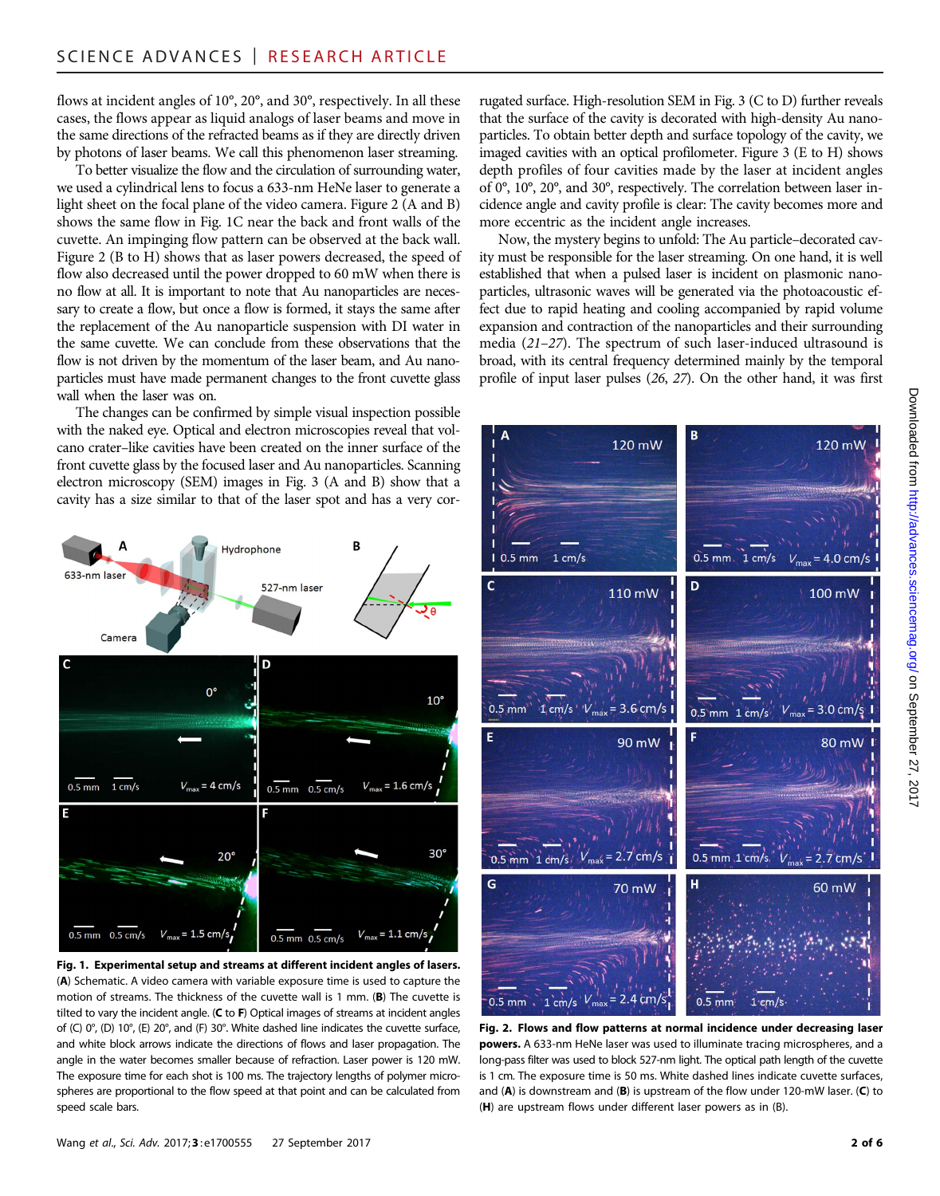flows at incident angles of 10°, 20°, and 30°, respectively. In all these cases, the flows appear as liquid analogs of laser beams and move in the same directions of the refracted beams as if they are directly driven by photons of laser beams. We call this phenomenon laser streaming.

To better visualize the flow and the circulation of surrounding water, we used a cylindrical lens to focus a 633-nm HeNe laser to generate a light sheet on the focal plane of the video camera. Figure 2 (A and B) shows the same flow in Fig. 1C near the back and front walls of the cuvette. An impinging flow pattern can be observed at the back wall. Figure 2 (B to H) shows that as laser powers decreased, the speed of flow also decreased until the power dropped to 60 mW when there is no flow at all. It is important to note that Au nanoparticles are necessary to create a flow, but once a flow is formed, it stays the same after the replacement of the Au nanoparticle suspension with DI water in the same cuvette. We can conclude from these observations that the flow is not driven by the momentum of the laser beam, and Au nanoparticles must have made permanent changes to the front cuvette glass wall when the laser was on.

The changes can be confirmed by simple visual inspection possible with the naked eye. Optical and electron microscopies reveal that volcano crater–like cavities have been created on the inner surface of the front cuvette glass by the focused laser and Au nanoparticles. Scanning electron microscopy (SEM) images in Fig. 3 (A and B) show that a cavity has a size similar to that of the laser spot and has a very corrugated surface. High-resolution SEM in Fig. 3 (C to D) further reveals that the surface of the cavity is decorated with high-density Au nanoparticles. To obtain better depth and surface topology of the cavity, we imaged cavities with an optical profilometer. Figure 3 (E to H) shows depth profiles of four cavities made by the laser at incident angles of 0°, 10°, 20°, and 30°, respectively. The correlation between laser incidence angle and cavity profile is clear: The cavity becomes more and more eccentric as the incident angle increases.

Now, the mystery begins to unfold: The Au particle–decorated cavity must be responsible for the laser streaming. On one hand, it is well established that when a pulsed laser is incident on plasmonic nanoparticles, ultrasonic waves will be generated via the photoacoustic effect due to rapid heating and cooling accompanied by rapid volume expansion and contraction of the nanoparticles and their surrounding media (*21*–*27*). The spectrum of such laser-induced ultrasound is broad, with its central frequency determined mainly by the temporal profile of input laser pulses (*26*, *27*). On the other hand, it was first

**Fig. 1. Experimental setup and streams at different incident angles of lasers.** (**A**) Schematic. A video camera with variable exposure time is used to capture the motion of streams. The thickness of the cuvette wall is 1 mm. (**B**) The cuvette is tilted to vary the incident angle. (**C** to **F**) Optical images of streams at incident angles of (C) 0°, (D) 10°, (E) 20°, and (F) 30°. White dashed line indicates the cuvette surface, and white block arrows indicate the directions of flows and laser propagation. The angle in the water becomes smaller because of refraction. Laser power is 120 mW. The exposure time for each shot is 100 ms. The trajectory lengths of polymer microspheres are proportional to the flow speed at that point and can be calculated from speed scale bars.

**Fig. 2. Flows and flow patterns at normal incidence under decreasing laser powers.** A 633-nm HeNe laser was used to illuminate tracing microspheres, and a long-pass filter was used to block 527-nm light. The optical path length of the cuvette is 1 cm. The exposure time is 50 ms. White dashed lines indicate cuvette surfaces, and (**A**) is downstream and (**B**) is upstream of the flow under 120-mW laser. (**C**) to (**H**) are upstream flows under different laser powers as in (B).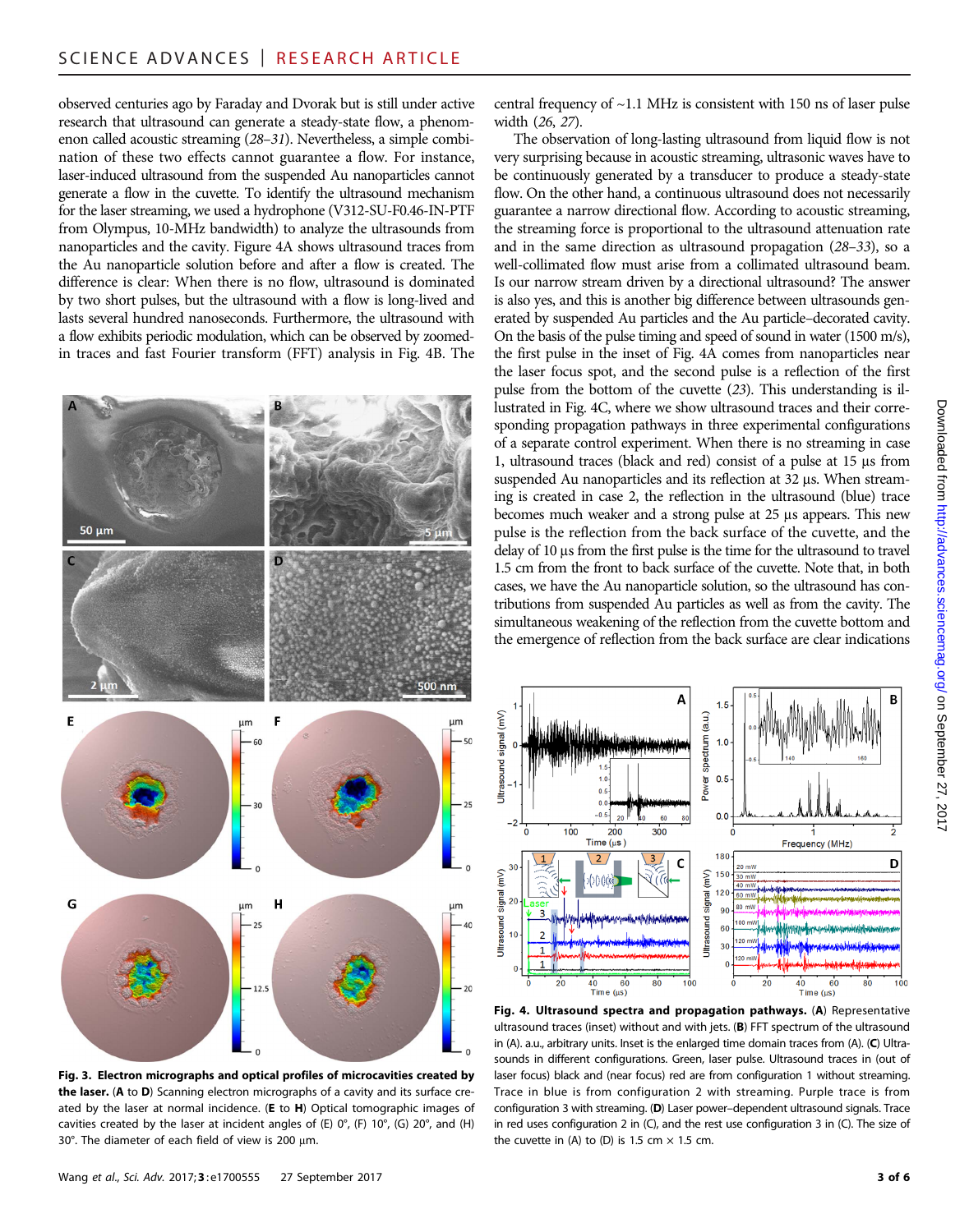observed centuries ago by Faraday and Dvorak but is still under active research that ultrasound can generate a steady-state flow, a phenomenon called acoustic streaming (28–31). Nevertheless, a simple combination of these two effects cannot guarantee a flow. For instance, laser-induced ultrasound from the suspended Au nanoparticles cannot generate a flow in the cuvette. To identify the ultrasound mechanism for the laser streaming, we used a hydrophone (V312-SU-F0.46-IN-PTF from Olympus, 10-MHz bandwidth) to analyze the ultrasounds from nanoparticles and the cavity. Figure 4A shows ultrasound traces from the Au nanoparticle solution before and after a flow is created. The difference is clear: When there is no flow, ultrasound is dominated by two short pulses, but the ultrasound with a flow is long-lived and lasts several hundred nanoseconds. Furthermore, the ultrasound with a flow exhibits periodic modulation, which can be observed by zoomed-in traces and fast Fourier transform (FFT) analysis in Fig. 4B. The central frequency of ~1.1 MHz is consistent with 150 ns of laser pulse width (26, 27).

The observation of long-lasting ultrasound from liquid flow is not very surprising because in acoustic streaming, ultrasonic waves have to be continuously generated by a transducer to produce a steady-state flow. On the other hand, a continuous ultrasound does not necessarily guarantee a narrow directional flow. According to acoustic streaming, the streaming force is proportional to the ultrasound attenuation rate and in the same direction as ultrasound propagation (28–33), so a well-collimated flow must arise from a collimated ultrasound beam. Is our narrow stream driven by a directional ultrasound? The answer is also yes, and this is another big difference between ultrasounds generated by suspended Au particles and the Au particle–decorated cavity. On the basis of the pulse timing and speed of sound in water (1500 m/s), the first pulse in the inset of Fig. 4A comes from nanoparticles near the laser focus spot, and the second pulse is a reflection of the first pulse from the bottom of the cuvette (23). This understanding is illustrated in Fig. 4C, where we show ultrasound traces and their corresponding propagation pathways in three experimental configurations of a separate control experiment. When there is no streaming in case 1, ultrasound traces (black and red) consist of a pulse at 15 μs from suspended Au nanoparticles and its reflection at 32 μs. When streaming is created in case 2, the reflection in the ultrasound (blue) trace becomes much weaker and a strong pulse at 25 μs appears. This new pulse is the reflection from the back surface of the cuvette, and the delay of 10 μs from the first pulse is the time for the ultrasound to travel 1.5 cm from the front to back surface of the cuvette. Note that, in both cases, we have the Au nanoparticle solution, so the ultrasound has contributions from suspended Au particles as well as from the cavity. The simultaneous weakening of the reflection from the cuvette bottom and the emergence of reflection from the back surface are clear indications

**Fig. 3. Electron micrographs and optical profiles of microcavities created by the laser.** (**A** to **D**) Scanning electron micrographs of a cavity and its surface created by the laser at normal incidence. (**E** to **H**) Optical tomographic images of cavities created by the laser at incident angles of (E) 0°, (F) 10°, (G) 20°, and (H) 30°. The diameter of each field of view is 200 μm.

**Fig. 4. Ultrasound spectra and propagation pathways.** (**A**) Representative ultrasound traces (inset) without and with jets. (**B**) FFT spectrum of the ultrasound in (A). a.u., arbitrary units. Inset is the enlarged time domain traces from (A). (**C**) Ultrasounds in different configurations. Green, laser pulse. Ultrasound traces in (out of laser focus) black and (near focus) red are from configuration 1 without streaming. Trace in blue is from configuration 2 with streaming. Purple trace is from configuration 3 with streaming. (**D**) Laser power–dependent ultrasound signals. Trace in red uses configuration 2 in (C), and the rest use configuration 3 in (C). The size of the cuvette in (A) to (D) is 1.5 cm × 1.5 cm.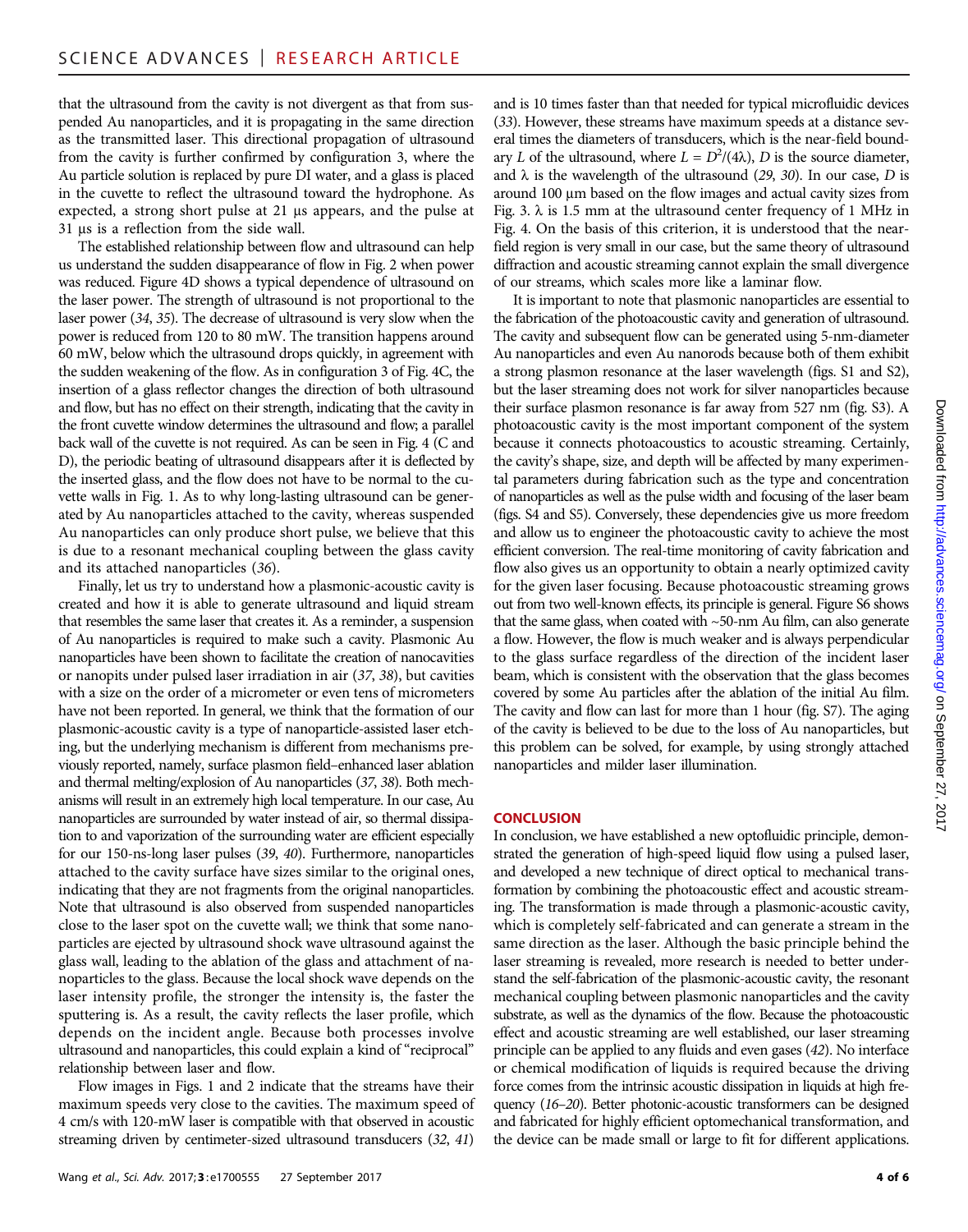that the ultrasound from the cavity is not divergent as that from suspended Au nanoparticles, and it is propagating in the same direction as the transmitted laser. This directional propagation of ultrasound from the cavity is further confirmed by configuration 3, where the Au particle solution is replaced by pure DI water, and a glass is placed in the cuvette to reflect the ultrasound toward the hydrophone. As expected, a strong short pulse at 21 μs appears, and the pulse at 31 μs is a reflection from the side wall.

The established relationship between flow and ultrasound can help us understand the sudden disappearance of flow in Fig. 2 when power was reduced. Figure 4D shows a typical dependence of ultrasound on the laser power. The strength of ultrasound is not proportional to the laser power (*34*, *35*). The decrease of ultrasound is very slow when the power is reduced from 120 to 80 mW. The transition happens around 60 mW, below which the ultrasound drops quickly, in agreement with the sudden weakening of the flow. As in configuration 3 of Fig. 4C, the insertion of a glass reflector changes the direction of both ultrasound and flow, but has no effect on their strength, indicating that the cavity in the front cuvette window determines the ultrasound and flow; a parallel back wall of the cuvette is not required. As can be seen in Fig. 4 (C and D), the periodic beating of ultrasound disappears after it is deflected by the inserted glass, and the flow does not have to be normal to the cuvette walls in Fig. 1. As to why long-lasting ultrasound can be generated by Au nanoparticles attached to the cavity, whereas suspended Au nanoparticles can only produce short pulse, we believe that this is due to a resonant mechanical coupling between the glass cavity and its attached nanoparticles (*36*).

Finally, let us try to understand how a plasmonic-acoustic cavity is created and how it is able to generate ultrasound and liquid stream that resembles the same laser that creates it. As a reminder, a suspension of Au nanoparticles is required to make such a cavity. Plasmonic Au nanoparticles have been shown to facilitate the creation of nanocavities or nanopits under pulsed laser irradiation in air (*37*, *38*), but cavities with a size on the order of a micrometer or even tens of micrometers have not been reported. In general, we think that the formation of our plasmonic-acoustic cavity is a type of nanoparticle-assisted laser etching, but the underlying mechanism is different from mechanisms previously reported, namely, surface plasmon field–enhanced laser ablation and thermal melting/explosion of Au nanoparticles (*37*, *38*). Both mechanisms will result in an extremely high local temperature. In our case, Au nanoparticles are surrounded by water instead of air, so thermal dissipation to and vaporization of the surrounding water are efficient especially for our 150-ns-long laser pulses (*39*, *40*). Furthermore, nanoparticles attached to the cavity surface have sizes similar to the original ones, indicating that they are not fragments from the original nanoparticles. Note that ultrasound is also observed from suspended nanoparticles close to the laser spot on the cuvette wall; we think that some nanoparticles are ejected by ultrasound shock wave ultrasound against the glass wall, leading to the ablation of the glass and attachment of nanoparticles to the glass. Because the local shock wave depends on the laser intensity profile, the stronger the intensity is, the faster the sputtering is. As a result, the cavity reflects the laser profile, which depends on the incident angle. Because both processes involve ultrasound and nanoparticles, this could explain a kind of "reciprocal" relationship between laser and flow.

Flow images in Figs. 1 and 2 indicate that the streams have their maximum speeds very close to the cavities. The maximum speed of 4 cm/s with 120-mW laser is compatible with that observed in acoustic streaming driven by centimeter-sized ultrasound transducers (*32*, *41*) and is 10 times faster than that needed for typical microfluidic devices (*33*). However, these streams have maximum speeds at a distance several times the diameters of transducers, which is the near-field boundary $L$ of the ultrasound, where $L = D^2/(4\lambda)$, $D$ is the source diameter, and $\lambda$ is the wavelength of the ultrasound (*29*, *30*). In our case, $D$ is around 100 μm based on the flow images and actual cavity sizes from Fig. 3. $\lambda$ is 1.5 mm at the ultrasound center frequency of 1 MHz in Fig. 4. On the basis of this criterion, it is understood that the near-field region is very small in our case, but the same theory of ultrasound diffraction and acoustic streaming cannot explain the small divergence of our streams, which scales more like a laminar flow.

It is important to note that plasmonic nanoparticles are essential to the fabrication of the photoacoustic cavity and generation of ultrasound. The cavity and subsequent flow can be generated using 5-nm-diameter Au nanoparticles and even Au nanorods because both of them exhibit a strong plasmon resonance at the laser wavelength (figs. S1 and S2), but the laser streaming does not work for silver nanoparticles because their surface plasmon resonance is far away from 527 nm (fig. S3). A photoacoustic cavity is the most important component of the system because it connects photoacoustics to acoustic streaming. Certainly, the cavity's shape, size, and depth will be affected by many experimental parameters during fabrication such as the type and concentration of nanoparticles as well as the pulse width and focusing of the laser beam (figs. S4 and S5). Conversely, these dependencies give us more freedom and allow us to engineer the photoacoustic cavity to achieve the most efficient conversion. The real-time monitoring of cavity fabrication and flow also gives us an opportunity to obtain a nearly optimized cavity for the given laser focusing. Because photoacoustic streaming grows out from two well-known effects, its principle is general. Figure S6 shows that the same glass, when coated with ~50-nm Au film, can also generate a flow. However, the flow is much weaker and is always perpendicular to the glass surface regardless of the direction of the incident laser beam, which is consistent with the observation that the glass becomes covered by some Au particles after the ablation of the initial Au film. The cavity and flow can last for more than 1 hour (fig. S7). The aging of the cavity is believed to be due to the loss of Au nanoparticles, but this problem can be solved, for example, by using strongly attached nanoparticles and milder laser illumination.

## CONCLUSION

In conclusion, we have established a new optofluidic principle, demonstrated the generation of high-speed liquid flow using a pulsed laser, and developed a new technique of direct optical to mechanical transformation by combining the photoacoustic effect and acoustic streaming. The transformation is made through a plasmonic-acoustic cavity, which is completely self-fabricated and can generate a stream in the same direction as the laser. Although the basic principle behind the laser streaming is revealed, more research is needed to better understand the self-fabrication of the plasmonic-acoustic cavity, the resonant mechanical coupling between plasmonic nanoparticles and the cavity substrate, as well as the dynamics of the flow. Because the photoacoustic effect and acoustic streaming are well established, our laser streaming principle can be applied to any fluids and even gases (*42*). No interface or chemical modification of liquids is required because the driving force comes from the intrinsic acoustic dissipation in liquids at high frequency (*16*–*20*). Better photonic-acoustic transformers can be designed and fabricated for highly efficient optomechanical transformation, and the device can be made small or large to fit for different applications.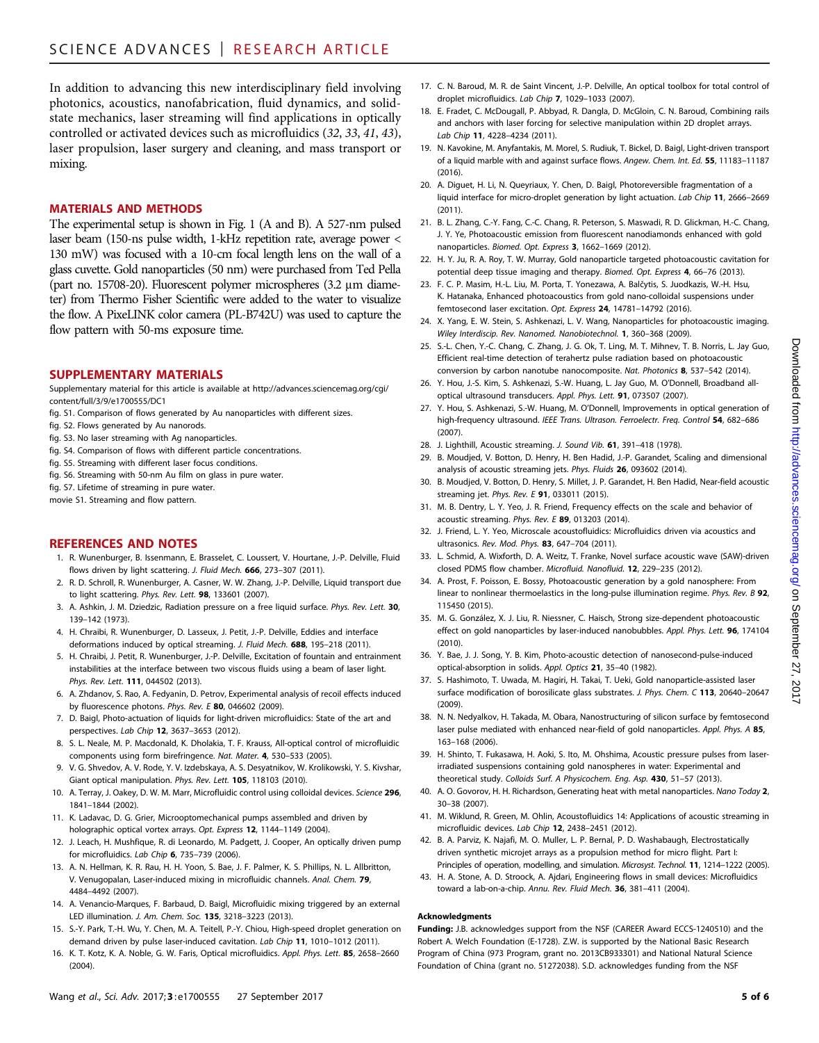In addition to advancing this new interdisciplinary field involving photonics, acoustics, nanofabrication, fluid dynamics, and solid-state mechanics, laser streaming will find applications in optically controlled or activated devices such as microfluidics (*32*, *33*, *41*, *43*), laser propulsion, laser surgery and cleaning, and mass transport or mixing.

## MATERIALS AND METHODS

The experimental setup is shown in Fig. 1 (A and B). A 527-nm pulsed laser beam (150-ns pulse width, 1-kHz repetition rate, average power < 130 mW) was focused with a 10-cm focal length lens on the wall of a glass cuvette. Gold nanoparticles (50 nm) were purchased from Ted Pella (part no. 15708-20). Fluorescent polymer microspheres (3.2 μm diameter) from Thermo Fisher Scientific were added to the water to visualize the flow. A PixeLINK color camera (PL-B742U) was used to capture the flow pattern with 50-ms exposure time.

## SUPPLEMENTARY MATERIALS

Supplementary material for this article is available at http://advances.sciencemag.org/cgi/content/full/3/9/e1700555/DC1

fig. S1. Comparison of flows generated by Au nanoparticles with different sizes.

fig. S2. Flows generated by Au nanorods.

fig. S3. No laser streaming with Ag nanoparticles.

fig. S4. Comparison of flows with different particle concentrations.

fig. S5. Streaming with different laser focus conditions.

fig. S6. Streaming with 50-nm Au film on glass in pure water.

fig. S7. Lifetime of streaming in pure water.

movie S1. Streaming and flow pattern.

## REFERENCES AND NOTES

1. R. Wunenburger, B. Issenmann, E. Brasselet, C. Loussert, V. Hourtane, J.-P. Delville, Fluid flows driven by light scattering. *J. Fluid Mech.* **666**, 273–307 (2011).
2. R. D. Schroll, R. Wunenburger, A. Casner, W. W. Zhang, J.-P. Delville, Liquid transport due to light scattering. *Phys. Rev. Lett.* **98**, 133601 (2007).
3. A. Ashkin, J. M. Dziedzic, Radiation pressure on a free liquid surface. *Phys. Rev. Lett.* **30**, 139–142 (1973).
4. H. Chraibi, R. Wunenburger, D. Lasseux, J. Petit, J.-P. Delville, Eddies and interface deformations induced by optical streaming. *J. Fluid Mech.* **688**, 195–218 (2011).
5. H. Chraibi, J. Petit, R. Wunenburger, J.-P. Delville, Excitation of fountain and entrainment instabilities at the interface between two viscous fluids using a beam of laser light. *Phys. Rev. Lett.* **111**, 044502 (2013).
6. A. Zhdanov, S. Rao, A. Fedyanin, D. Petrov, Experimental analysis of recoil effects induced by fluorescence photons. *Phys. Rev. E* **80**, 046602 (2009).
7. D. Baigl, Photo-actuation of liquids for light-driven microfluidics: State of the art and perspectives. *Lab Chip* **12**, 3637–3653 (2012).
8. S. L. Neale, M. P. Macdonald, K. Dholakia, T. F. Krauss, All-optical control of microfluidic components using form birefringence. *Nat. Mater.* **4**, 530–533 (2005).
9. V. G. Shvedov, A. V. Rode, Y. V. Izdebskaya, A. S. Desyatnikov, W. Krolikowski, Y. S. Kivshar, Giant optical manipulation. *Phys. Rev. Lett.* **105**, 118103 (2010).
10. A. Terray, J. Oakey, D. W. M. Marr, Microfluidic control using colloidal devices. *Science* **296**, 1841–1844 (2002).
11. K. Ladavac, D. G. Grier, Microoptomechanical pumps assembled and driven by holographic optical vortex arrays. *Opt. Express* **12**, 1144–1149 (2004).
12. J. Leach, H. Mushfique, R. di Leonardo, M. Padgett, J. Cooper, An optically driven pump for microfluidics. *Lab Chip* **6**, 735–739 (2006).
13. A. N. Hellman, K. R. Rau, H. H. Yoon, S. Bae, J. F. Palmer, K. S. Phillips, N. L. Allbritton, V. Venugopalan, Laser-induced mixing in microfluidic channels. *Anal. Chem.* **79**, 4484–4492 (2007).
14. A. Venancio-Marques, F. Barbaud, D. Baigl, Microfluidic mixing triggered by an external LED illumination. *J. Am. Chem. Soc.* **135**, 3218–3223 (2013).
15. S.-Y. Park, T.-H. Wu, Y. Chen, M. A. Teitell, P.-Y. Chiou, High-speed droplet generation on demand driven by pulse laser-induced cavitation. *Lab Chip* **11**, 1010–1012 (2011).
16. K. T. Kotz, K. A. Noble, G. W. Faris, Optical microfluidics. *Appl. Phys. Lett.* **85**, 2658–2660 (2004).
17. C. N. Baroud, M. R. de Saint Vincent, J.-P. Delville, An optical toolbox for total control of droplet microfluidics. *Lab Chip* **7**, 1029–1033 (2007).
18. E. Fradet, C. McDougall, P. Abbyad, R. Dangla, D. McGloin, C. N. Baroud, Combining rails and anchors with laser forcing for selective manipulation within 2D droplet arrays. *Lab Chip* **11**, 4228–4234 (2011).
19. N. Kavokine, M. Anyfantakis, M. Morel, S. Rudiuk, T. Bickel, D. Baigl, Light-driven transport of a liquid marble with and against surface flows. *Angew. Chem. Int. Ed.* **55**, 11183–11187 (2016).
20. A. Diguet, H. Li, N. Queyriaux, Y. Chen, D. Baigl, Photoreversible fragmentation of a liquid interface for micro-droplet generation by light actuation. *Lab Chip* **11**, 2666–2669 (2011).
21. B. L. Zhang, C.-Y. Fang, C.-C. Chang, R. Peterson, S. Maswadi, R. D. Glickman, H.-C. Chang, J. Y. Ye, Photoacoustic emission from fluorescent nanodiamonds enhanced with gold nanoparticles. *Biomed. Opt. Express* **3**, 1662–1669 (2012).
22. H. Y. Ju, R. A. Roy, T. W. Murray, Gold nanoparticle targeted photoacoustic cavitation for potential deep tissue imaging and therapy. *Biomed. Opt. Express* **4**, 66–76 (2013).
23. F. C. P. Masim, H.-L. Liu, M. Porta, T. Yonezawa, A. Balčytis, S. Juodkazis, W.-H. Hsu, K. Hatanaka, Enhanced photoacoustics from gold nano-colloidal suspensions under femtosecond laser excitation. *Opt. Express* **24**, 14781–14792 (2016).
24. X. Yang, E. W. Stein, S. Ashkenazi, L. V. Wang, Nanoparticles for photoacoustic imaging. *Wiley Interdiscip. Rev. Nanomed. Nanobiotechnol.* **1**, 360–368 (2009).
25. S.-L. Chen, Y.-C. Chang, C. Zhang, J. G. Ok, T. Ling, M. T. Mihnev, T. B. Norris, L. Jay Guo, Efficient real-time detection of terahertz pulse radiation based on photoacoustic conversion by carbon nanotube nanocomposite. *Nat. Photonics* **8**, 537–542 (2014).
26. Y. Hou, J.-S. Kim, S. Ashkenazi, S.-W. Huang, L. Jay Guo, M. O'Donnell, Broadband all-optical ultrasound transducers. *Appl. Phys. Lett.* **91**, 073507 (2007).
27. Y. Hou, S. Ashkenazi, S.-W. Huang, M. O'Donnell, Improvements in optical generation of high-frequency ultrasound. *IEEE Trans. Ultrason. Ferroelectr. Freq. Control* **54**, 682–686 (2007).
28. J. Lighthill, Acoustic streaming. *J. Sound Vib.* **61**, 391–418 (1978).
29. B. Moudjed, V. Botton, D. Henry, H. Ben Hadid, J.-P. Garandet, Scaling and dimensional analysis of acoustic streaming jets. *Phys. Fluids* **26**, 093602 (2014).
30. B. Moudjed, V. Botton, D. Henry, S. Millet, J. P. Garandet, H. Ben Hadid, Near-field acoustic streaming jet. *Phys. Rev. E* **91**, 033011 (2015).
31. M. B. Dentry, L. Y. Yeo, J. R. Friend, Frequency effects on the scale and behavior of acoustic streaming. *Phys. Rev. E* **89**, 013203 (2014).
32. J. Friend, L. Y. Yeo, Microscale acoustofluidics: Microfluidics driven via acoustics and ultrasonics. *Rev. Mod. Phys.* **83**, 647–704 (2011).
33. L. Schmid, A. Wixforth, D. A. Weitz, T. Franke, Novel surface acoustic wave (SAW)-driven closed PDMS flow chamber. *Microfluid. Nanofluid.* **12**, 229–235 (2012).
34. A. Prost, F. Poisson, E. Bossy, Photoacoustic generation by a gold nanosphere: From linear to nonlinear thermoelastics in the long-pulse illumination regime. *Phys. Rev. B* **92**, 115450 (2015).
35. M. G. González, X. J. Liu, R. Niessner, C. Haisch, Strong size-dependent photoacoustic effect on gold nanoparticles by laser-induced nanobubbles. *Appl. Phys. Lett.* **96**, 174104 (2010).
36. Y. Bae, J. J. Song, Y. B. Kim, Photo-acoustic detection of nanosecond-pulse-induced optical-absorption in solids. *Appl. Optics* **21**, 35–40 (1982).
37. S. Hashimoto, T. Uwada, M. Hagiri, H. Takai, T. Ueki, Gold nanoparticle-assisted laser surface modification of borosilicate glass substrates. *J. Phys. Chem. C* **113**, 20640–20647 (2009).
38. N. N. Nedyalkov, H. Takada, M. Obara, Nanostructuring of silicon surface by femtosecond laser pulse mediated with enhanced near-field of gold nanoparticles. *Appl. Phys. A* **85**, 163–168 (2006).
39. H. Shinto, T. Fukasawa, H. Aoki, S. Ito, M. Ohshima, Acoustic pressure pulses from laser-irradiated suspensions containing gold nanospheres in water: Experimental and theoretical study. *Colloids Surf. A Physicochem. Eng. Asp.* **430**, 51–57 (2013).
40. A. O. Govorov, H. H. Richardson, Generating heat with metal nanoparticles. *Nano Today* **2**, 30–38 (2007).
41. M. Wiklund, R. Green, M. Ohlin, Acoustofluidics 14: Applications of acoustic streaming in microfluidic devices. *Lab Chip* **12**, 2438–2451 (2012).
42. B. A. Parviz, K. Najafi, M. O. Muller, L. P. Bernal, P. D. Washabaugh, Electrostatically driven synthetic microjet arrays as a propulsion method for micro flight. Part I: Principles of operation, modelling, and simulation. *Microsyst. Technol.* **11**, 1214–1222 (2005).
43. H. A. Stone, A. D. Stroock, A. Ajdari, Engineering flows in small devices: Microfluidics toward a lab-on-a-chip. *Annu. Rev. Fluid Mech.* **36**, 381–411 (2004).

**Acknowledgments**

**Funding:** J.B. acknowledges support from the NSF (CAREER Award ECCS-1240510) and the Robert A. Welch Foundation (E-1728). Z.W. is supported by the National Basic Research Program of China (973 Program, grant no. 2013CB933301) and National Natural Science Foundation of China (grant no. 51272038). S.D. acknowledges funding from the NSF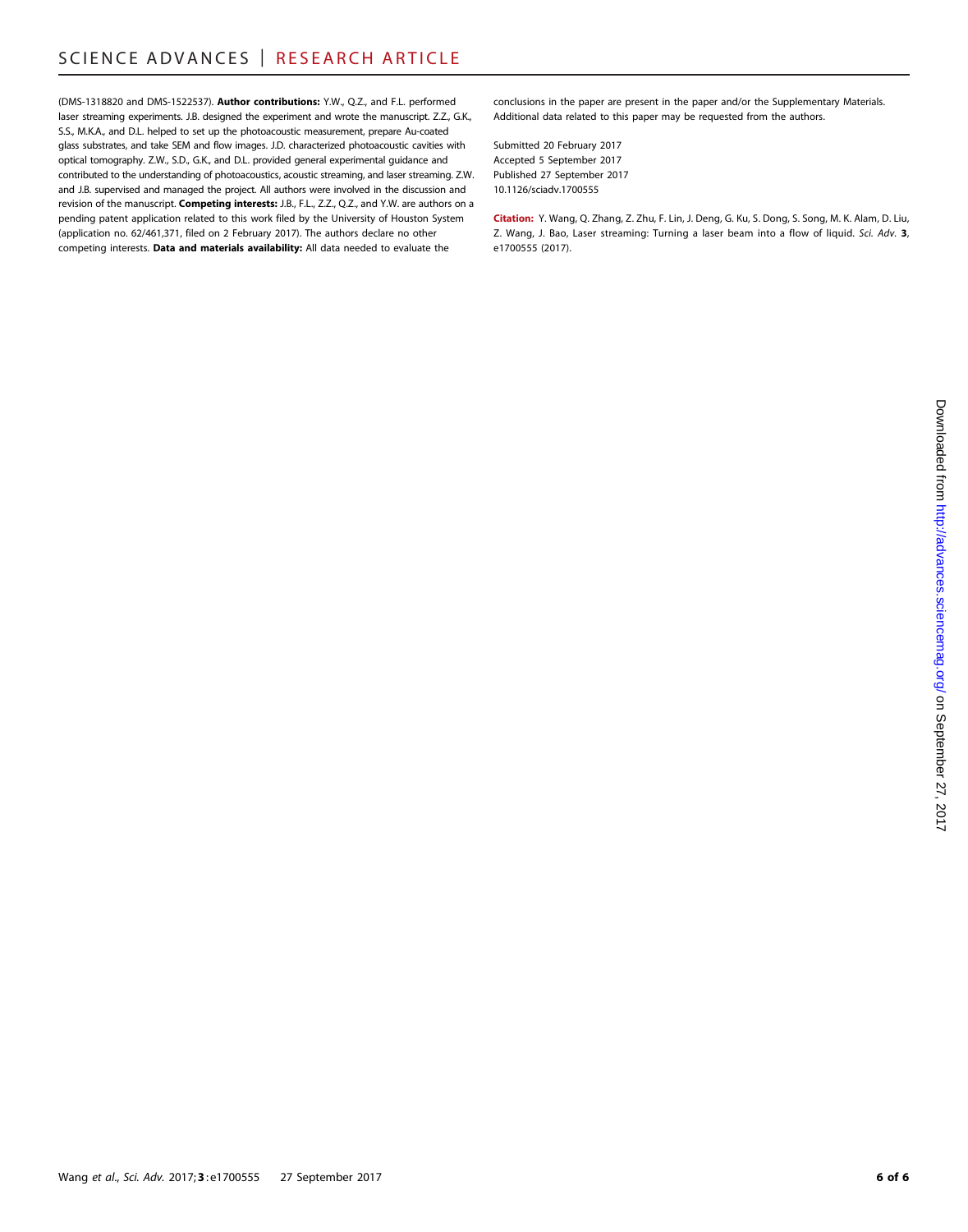(DMS-1318820 and DMS-1522537). **Author contributions:** Y.W., Q.Z., and F.L. performed laser streaming experiments. J.B. designed the experiment and wrote the manuscript. Z.Z., G.K., S.S., M.K.A., and D.L. helped to set up the photoacoustic measurement, prepare Au-coated glass substrates, and take SEM and flow images. J.D. characterized photoacoustic cavities with optical tomography. Z.W., S.D., G.K., and D.L. provided general experimental guidance and contributed to the understanding of photoacoustics, acoustic streaming, and laser streaming. Z.W. and J.B. supervised and managed the project. All authors were involved in the discussion and revision of the manuscript. **Competing interests:** J.B., F.L., Z.Z., Q.Z., and Y.W. are authors on a pending patent application related to this work filed by the University of Houston System (application no. 62/461,371, filed on 2 February 2017). The authors declare no other competing interests. **Data and materials availability:** All data needed to evaluate the conclusions in the paper are present in the paper and/or the Supplementary Materials. Additional data related to this paper may be requested from the authors.

Submitted 20 February 2017
Accepted 5 September 2017
Published 27 September 2017
10.1126/sciadv.1700555

**Citation:** Y. Wang, Q. Zhang, Z. Zhu, F. Lin, J. Deng, G. Ku, S. Dong, S. Song, M. K. Alam, D. Liu, Z. Wang, J. Bao, Laser streaming: Turning a laser beam into a flow of liquid. *Sci. Adv.* **3**, e1700555 (2017).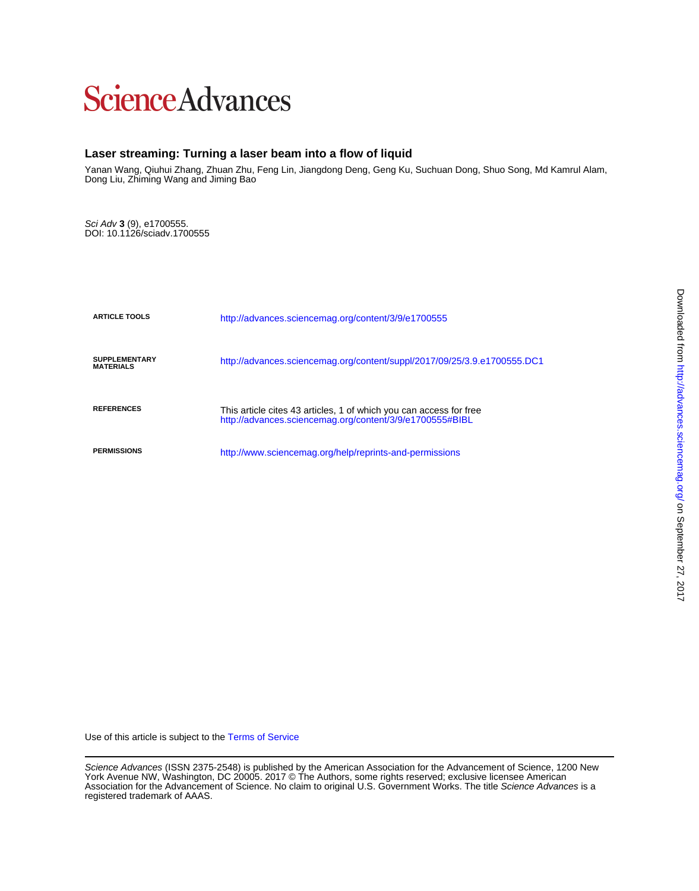# Science Advances

## Laser streaming: Turning a laser beam into a flow of liquid

Yanan Wang, Qiuhui Zhang, Zhuan Zhu, Feng Lin, Jiangdong Deng, Geng Ku, Suchuan Dong, Shuo Song, Md Kamrul Alam, Dong Liu, Zhiming Wang and Jiming Bao

*Sci Adv* **3** (9), e1700555.
DOI: 10.1126/sciadv.1700555

| | |
|---|---|
| **ARTICLE TOOLS** | http://advances.sciencemag.org/content/3/9/e1700555 |
| **SUPPLEMENTARY MATERIALS** | http://advances.sciencemag.org/content/suppl/2017/09/25/3.9.e1700555.DC1 |
| **REFERENCES** | This article cites 43 articles, 1 of which you can access for free http://advances.sciencemag.org/content/3/9/e1700555#BIBL |
| **PERMISSIONS** | http://www.sciencemag.org/help/reprints-and-permissions |

Use of this article is subject to the Terms of Service

*Science Advances* (ISSN 2375-2548) is published by the American Association for the Advancement of Science, 1200 New York Avenue NW, Washington, DC 20005. 2017 © The Authors, some rights reserved; exclusive licensee American Association for the Advancement of Science. No claim to original U.S. Government Works. The title *Science Advances* is a registered trademark of AAAS.